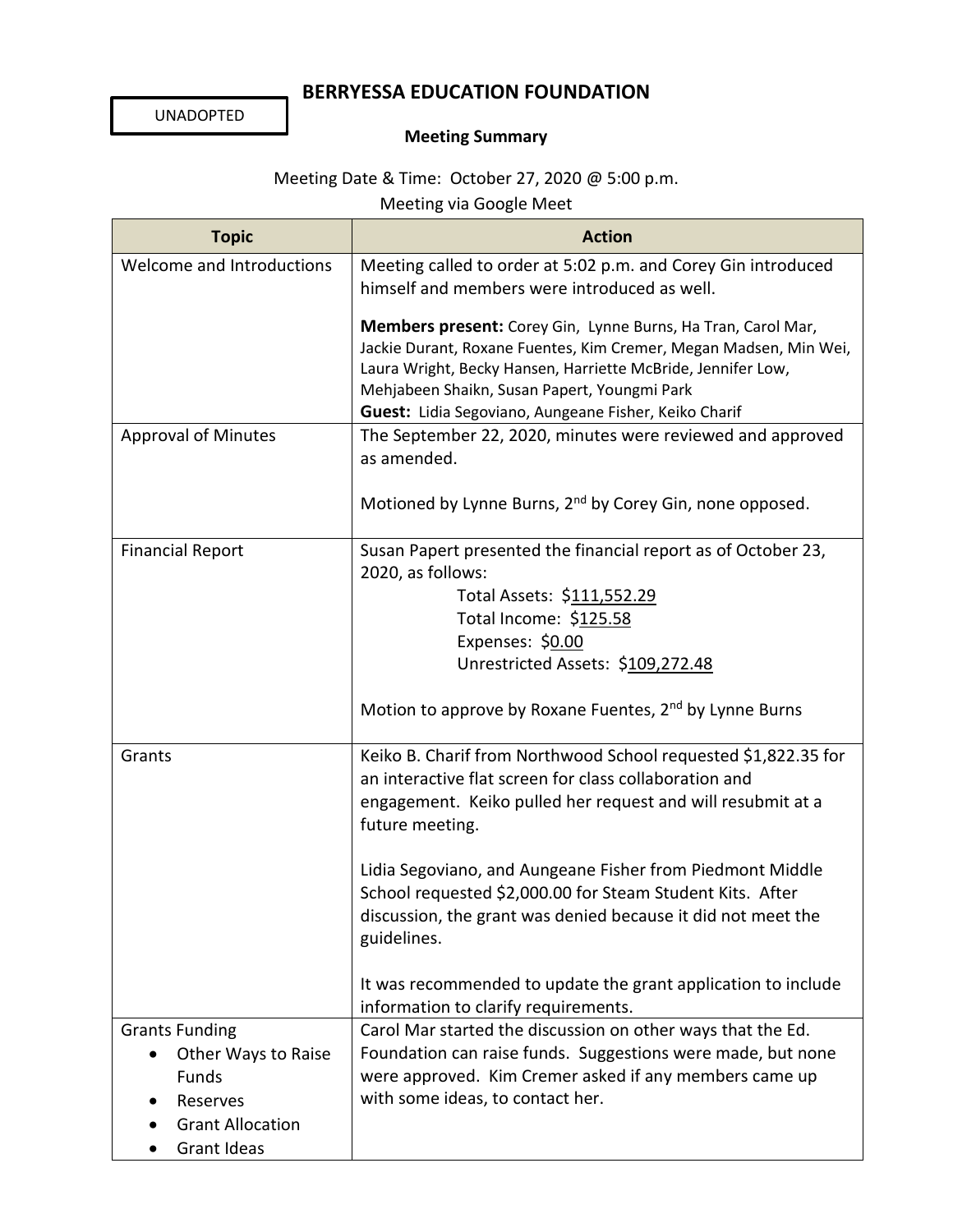UNADOPTED

# BERRYESSA EDUCATION FOUNDATION

**Meeting Summary**

Meeting Date & Time: October 27, 2020 @ 5:00 p.m.

Meeting via Google Meet

| Topic | Action |
|---|---|
| Welcome and Introductions | Meeting called to order at 5:02 p.m. and Corey Gin introduced himself and members were introduced as well.<br><br>**Members present:** Corey Gin, Lynne Burns, Ha Tran, Carol Mar, Jackie Durant, Roxane Fuentes, Kim Cremer, Megan Madsen, Min Wei, Laura Wright, Becky Hansen, Harriette McBride, Jennifer Low, Mehjabeen Shaikn, Susan Papert, Youngmi Park<br>**Guest:** Lidia Segoviano, Aungeane Fisher, Keiko Charif |
| Approval of Minutes | The September 22, 2020, minutes were reviewed and approved as amended.<br><br>Motioned by Lynne Burns, 2nd by Corey Gin, none opposed. |
| Financial Report | Susan Papert presented the financial report as of October 23, 2020, as follows:<br>Total Assets: $111,552.29<br>Total Income: $125.58<br>Expenses: $0.00<br>Unrestricted Assets: $109,272.48<br><br>Motion to approve by Roxane Fuentes, 2nd by Lynne Burns |
| Grants | Keiko B. Charif from Northwood School requested $1,822.35 for an interactive flat screen for class collaboration and engagement. Keiko pulled her request and will resubmit at a future meeting.<br><br>Lidia Segoviano, and Aungeane Fisher from Piedmont Middle School requested $2,000.00 for Steam Student Kits. After discussion, the grant was denied because it did not meet the guidelines.<br><br>It was recommended to update the grant application to include information to clarify requirements. |
| Grants Funding<br>• Other Ways to Raise Funds<br>• Reserves<br>• Grant Allocation<br>• Grant Ideas | Carol Mar started the discussion on other ways that the Ed. Foundation can raise funds. Suggestions were made, but none were approved. Kim Cremer asked if any members came up with some ideas, to contact her. |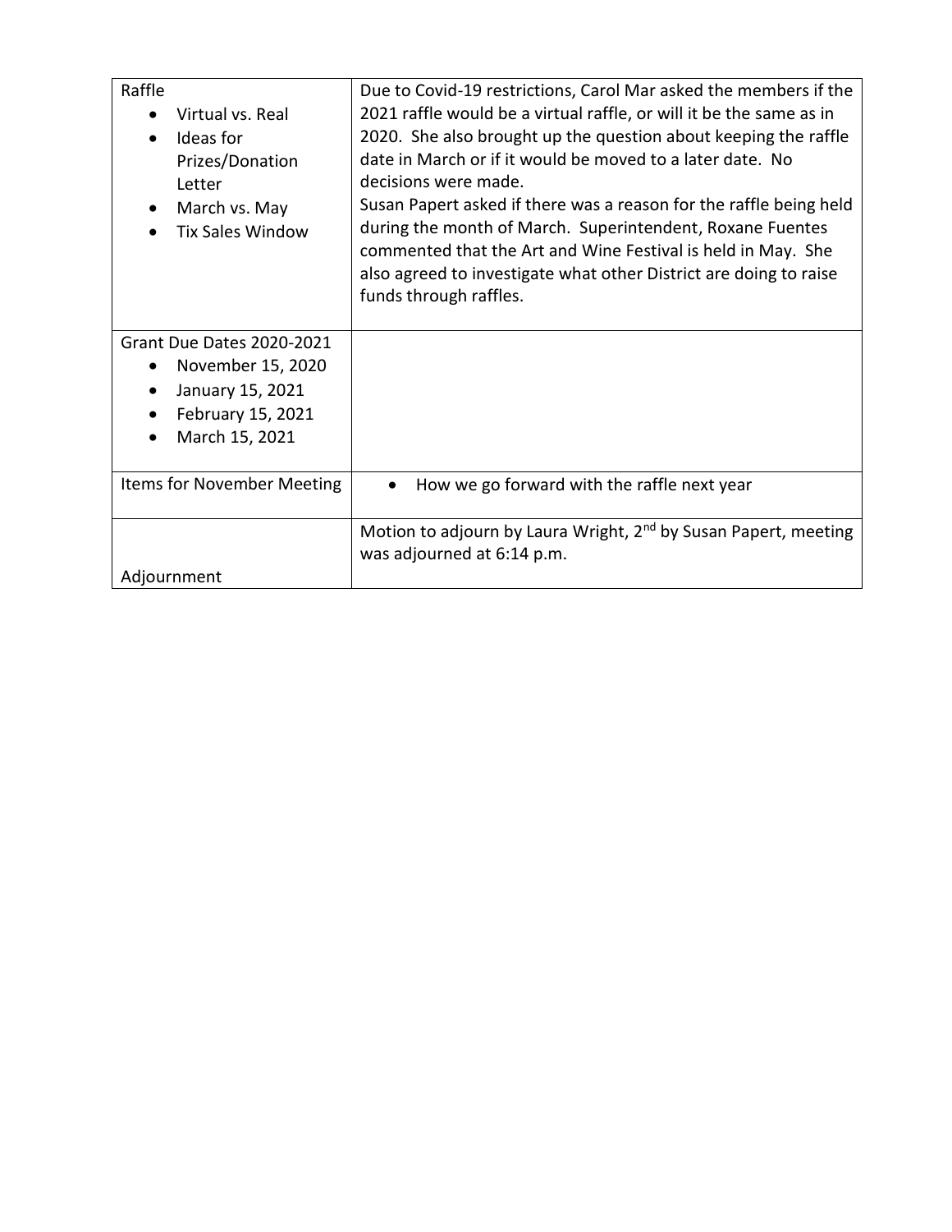| | |
|---|---|
| Raffle<br>• Virtual vs. Real<br>• Ideas for Prizes/Donation Letter<br>• March vs. May<br>• Tix Sales Window | Due to Covid-19 restrictions, Carol Mar asked the members if the 2021 raffle would be a virtual raffle, or will it be the same as in 2020. She also brought up the question about keeping the raffle date in March or if it would be moved to a later date. No decisions were made.<br>Susan Papert asked if there was a reason for the raffle being held during the month of March. Superintendent, Roxane Fuentes commented that the Art and Wine Festival is held in May. She also agreed to investigate what other District are doing to raise funds through raffles. |
| Grant Due Dates 2020-2021<br>• November 15, 2020<br>• January 15, 2021<br>• February 15, 2021<br>• March 15, 2021 | |
| Items for November Meeting | • How we go forward with the raffle next year |
| Adjournment | Motion to adjourn by Laura Wright, 2nd by Susan Papert, meeting was adjourned at 6:14 p.m. |